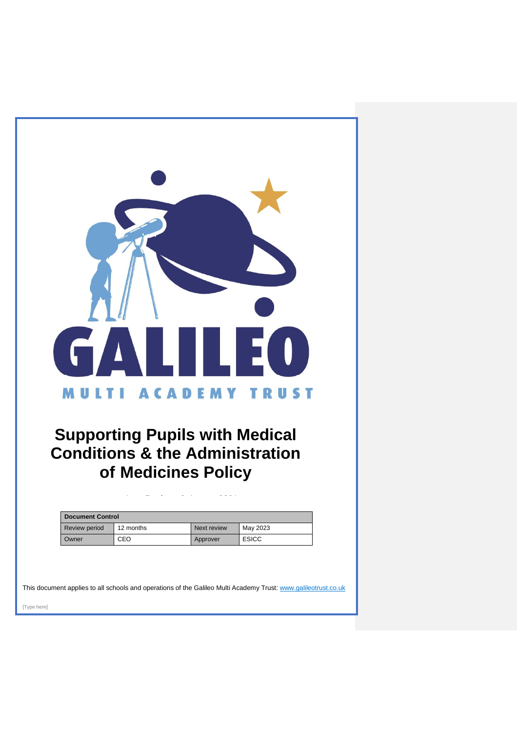GALILEO

MULTI ACADEMY TRUST

# Supporting Pupils with Medical Conditions & the Administration of Medicines Policy

| Document Control | | | |
|---|---|---|---|
| Review period | 12 months | Next review | May 2023 |
| Owner | CEO | Approver | ESICC |

This document applies to all schools and operations of the Galileo Multi Academy Trust: www.galileotrust.co.uk

[Type here]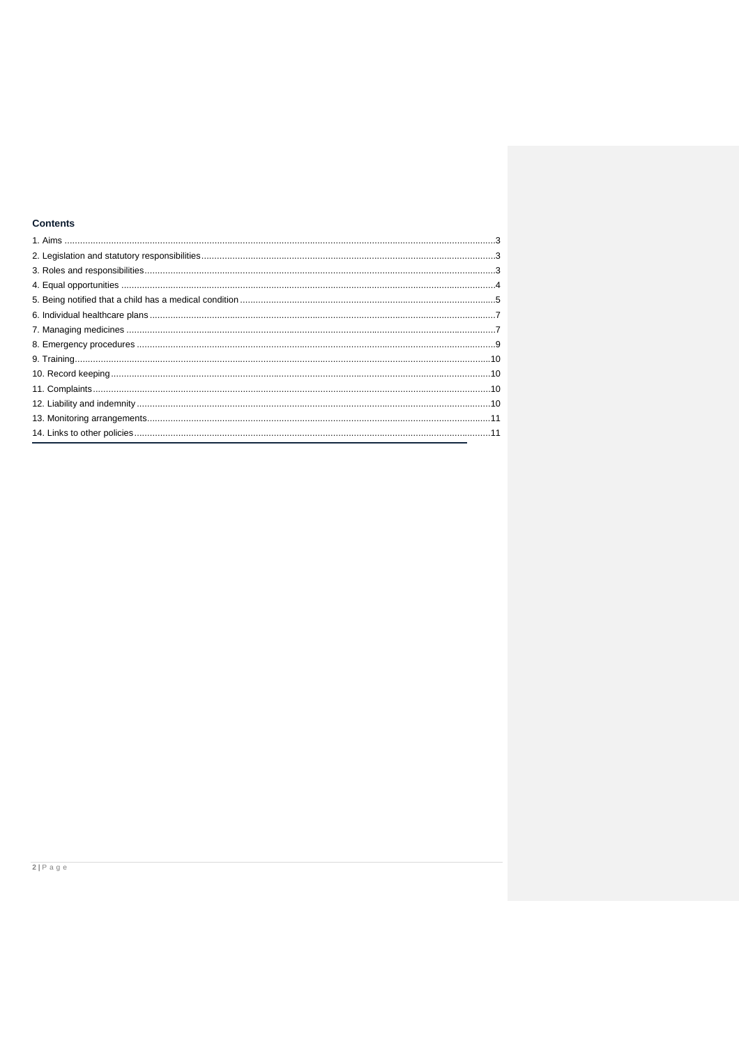## Contents

1. Aims ....................................................................................................................................................3
2. Legislation and statutory responsibilities ..............................................................................................3
3. Roles and responsibilities ....................................................................................................................3
4. Equal opportunities .............................................................................................................................4
5. Being notified that a child has a medical condition ..............................................................................5
6. Individual healthcare plans ..................................................................................................................7
7. Managing medicines ...........................................................................................................................7
8. Emergency procedures .......................................................................................................................9
9. Training .............................................................................................................................................10
10. Record keeping ................................................................................................................................10
11. Complaints .......................................................................................................................................10
12. Liability and indemnity ......................................................................................................................10
13. Monitoring arrangements ..................................................................................................................11
14. Links to other policies .......................................................................................................................11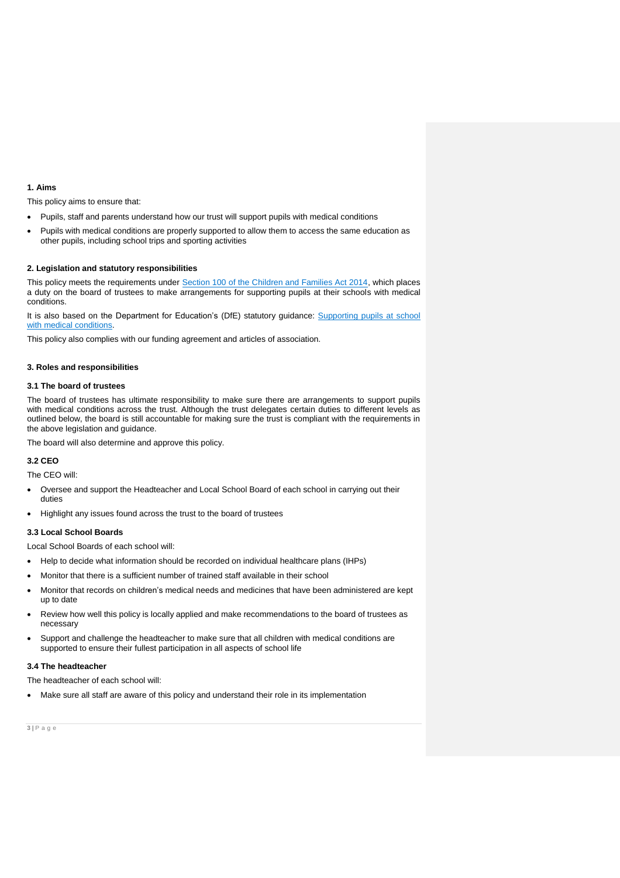## 1. Aims

This policy aims to ensure that:

- Pupils, staff and parents understand how our trust will support pupils with medical conditions
- Pupils with medical conditions are properly supported to allow them to access the same education as other pupils, including school trips and sporting activities

## 2. Legislation and statutory responsibilities

This policy meets the requirements under [Section 100 of the Children and Families Act 2014](), which places a duty on the board of trustees to make arrangements for supporting pupils at their schools with medical conditions.

It is also based on the Department for Education's (DfE) statutory guidance: [Supporting pupils at school with medical conditions]().

This policy also complies with our funding agreement and articles of association.

## 3. Roles and responsibilities

### 3.1 The board of trustees

The board of trustees has ultimate responsibility to make sure there are arrangements to support pupils with medical conditions across the trust. Although the trust delegates certain duties to different levels as outlined below, the board is still accountable for making sure the trust is compliant with the requirements in the above legislation and guidance.

The board will also determine and approve this policy.

### 3.2 CEO

The CEO will:

- Oversee and support the Headteacher and Local School Board of each school in carrying out their duties
- Highlight any issues found across the trust to the board of trustees

### 3.3 Local School Boards

Local School Boards of each school will:

- Help to decide what information should be recorded on individual healthcare plans (IHPs)
- Monitor that there is a sufficient number of trained staff available in their school
- Monitor that records on children's medical needs and medicines that have been administered are kept up to date
- Review how well this policy is locally applied and make recommendations to the board of trustees as necessary
- Support and challenge the headteacher to make sure that all children with medical conditions are supported to ensure their fullest participation in all aspects of school life

### 3.4 The headteacher

The headteacher of each school will:

- Make sure all staff are aware of this policy and understand their role in its implementation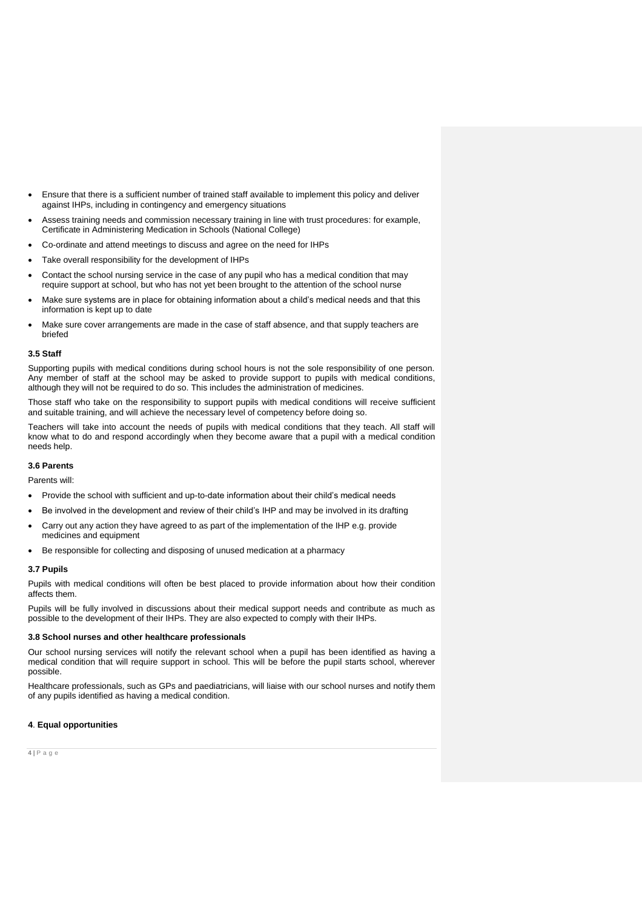- Ensure that there is a sufficient number of trained staff available to implement this policy and deliver against IHPs, including in contingency and emergency situations
- Assess training needs and commission necessary training in line with trust procedures: for example, Certificate in Administering Medication in Schools (National College)
- Co-ordinate and attend meetings to discuss and agree on the need for IHPs
- Take overall responsibility for the development of IHPs
- Contact the school nursing service in the case of any pupil who has a medical condition that may require support at school, but who has not yet been brought to the attention of the school nurse
- Make sure systems are in place for obtaining information about a child's medical needs and that this information is kept up to date
- Make sure cover arrangements are made in the case of staff absence, and that supply teachers are briefed

### 3.5 Staff

Supporting pupils with medical conditions during school hours is not the sole responsibility of one person. Any member of staff at the school may be asked to provide support to pupils with medical conditions, although they will not be required to do so. This includes the administration of medicines.

Those staff who take on the responsibility to support pupils with medical conditions will receive sufficient and suitable training, and will achieve the necessary level of competency before doing so.

Teachers will take into account the needs of pupils with medical conditions that they teach. All staff will know what to do and respond accordingly when they become aware that a pupil with a medical condition needs help.

### 3.6 Parents

Parents will:

- Provide the school with sufficient and up-to-date information about their child's medical needs
- Be involved in the development and review of their child's IHP and may be involved in its drafting
- Carry out any action they have agreed to as part of the implementation of the IHP e.g. provide medicines and equipment
- Be responsible for collecting and disposing of unused medication at a pharmacy

### 3.7 Pupils

Pupils with medical conditions will often be best placed to provide information about how their condition affects them.

Pupils will be fully involved in discussions about their medical support needs and contribute as much as possible to the development of their IHPs. They are also expected to comply with their IHPs.

### 3.8 School nurses and other healthcare professionals

Our school nursing services will notify the relevant school when a pupil has been identified as having a medical condition that will require support in school. This will be before the pupil starts school, wherever possible.

Healthcare professionals, such as GPs and paediatricians, will liaise with our school nurses and notify them of any pupils identified as having a medical condition.

## 4. Equal opportunities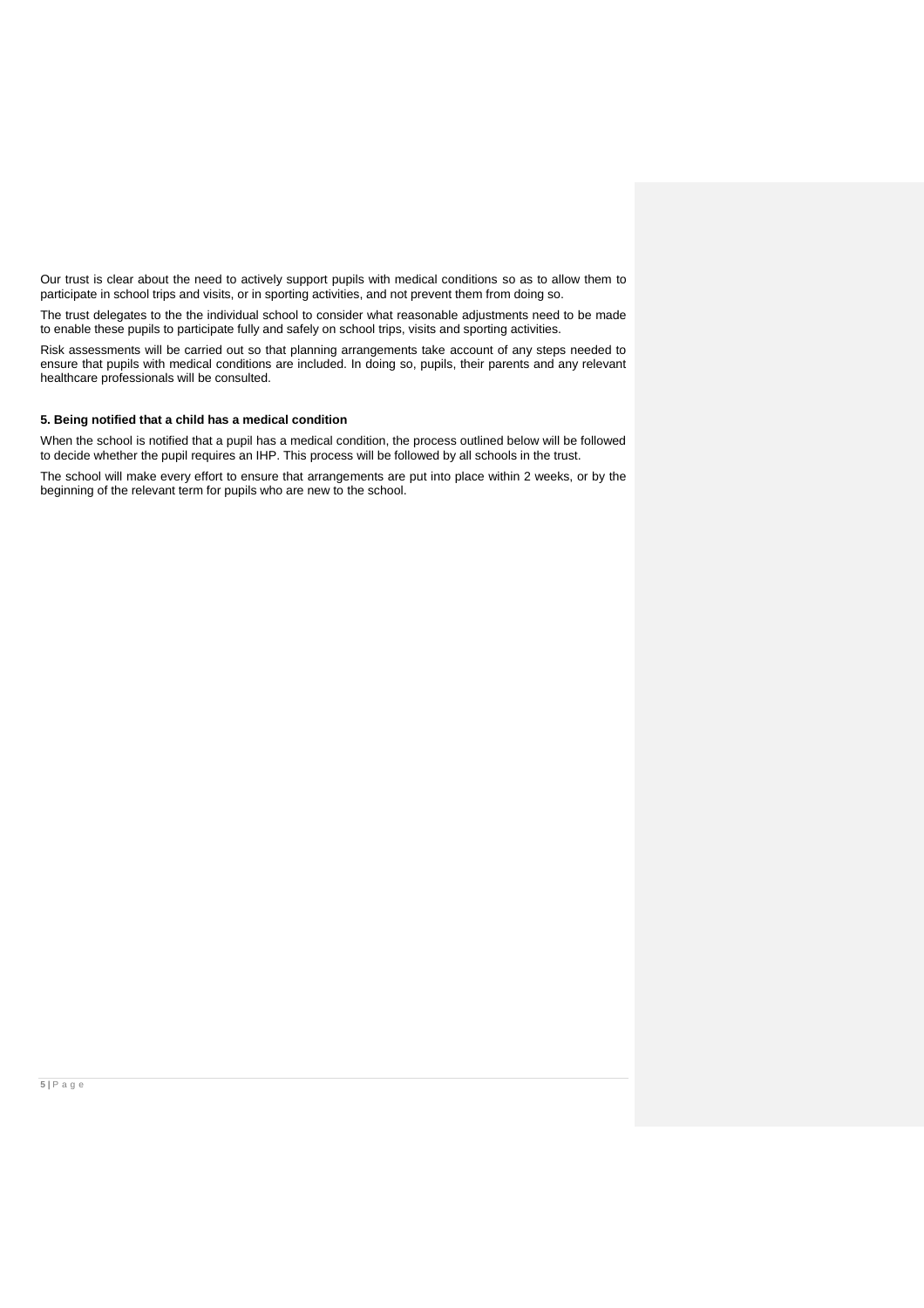Our trust is clear about the need to actively support pupils with medical conditions so as to allow them to participate in school trips and visits, or in sporting activities, and not prevent them from doing so.

The trust delegates to the the individual school to consider what reasonable adjustments need to be made to enable these pupils to participate fully and safely on school trips, visits and sporting activities.

Risk assessments will be carried out so that planning arrangements take account of any steps needed to ensure that pupils with medical conditions are included. In doing so, pupils, their parents and any relevant healthcare professionals will be consulted.

**5. Being notified that a child has a medical condition**

When the school is notified that a pupil has a medical condition, the process outlined below will be followed to decide whether the pupil requires an IHP. This process will be followed by all schools in the trust.

The school will make every effort to ensure that arrangements are put into place within 2 weeks, or by the beginning of the relevant term for pupils who are new to the school.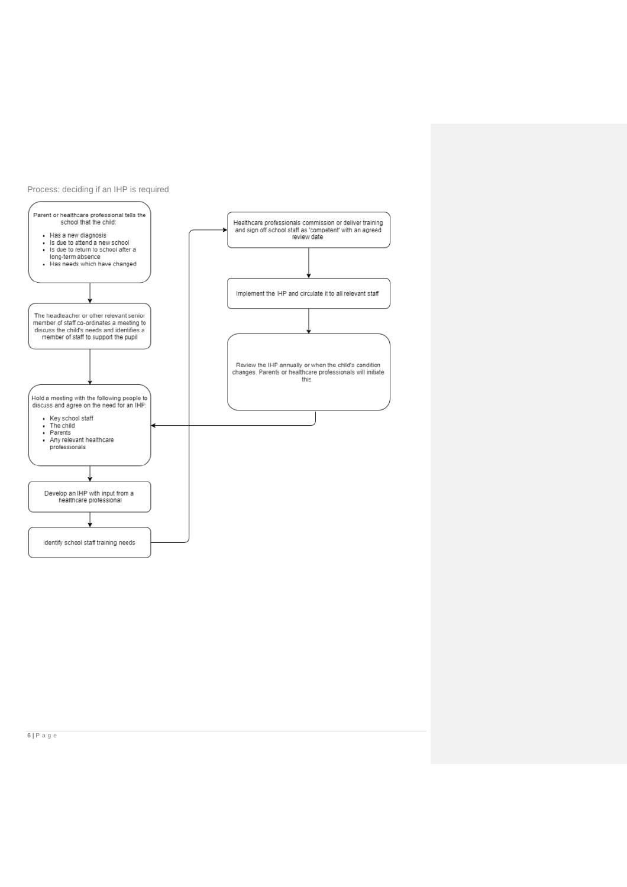Process: deciding if an IHP is required

Parent or healthcare professional tells the school that the child:

- Has a new diagnosis
- Is due to attend a new school
- Is due to return to school after a long-term absence
- Has needs which have changed

The headteacher or other relevant senior member of staff co-ordinates a meeting to discuss the child's needs and identifies a member of staff to support the pupil

Hold a meeting with the following people to discuss and agree on the need for an IHP:

- Key school staff
- The child
- Parents
- Any relevant healthcare professionals

Develop an IHP with input from a healthcare professional

Identify school staff training needs

Healthcare professionals commission or deliver training and sign off school staff as 'competent' with an agreed review date

Implement the IHP and circulate it to all relevant staff

Review the IHP annually or when the child's condition changes. Parents or healthcare professionals will initiate this.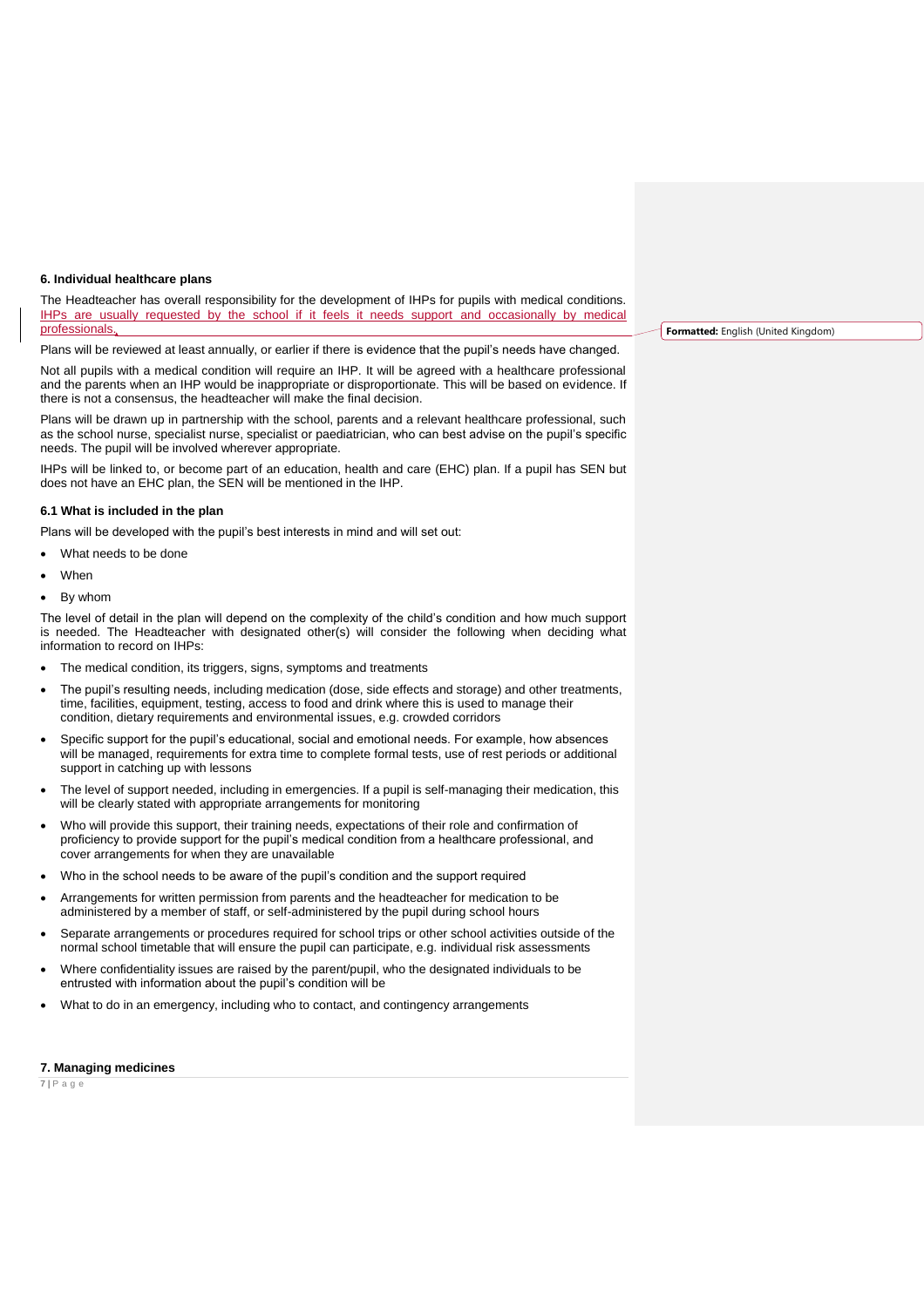**6. Individual healthcare plans**

The Headteacher has overall responsibility for the development of IHPs for pupils with medical conditions. IHPs are usually requested by the school if it feels it needs support and occasionally by medical professionals.

Plans will be reviewed at least annually, or earlier if there is evidence that the pupil's needs have changed.

Not all pupils with a medical condition will require an IHP. It will be agreed with a healthcare professional and the parents when an IHP would be inappropriate or disproportionate. This will be based on evidence. If there is not a consensus, the headteacher will make the final decision.

Plans will be drawn up in partnership with the school, parents and a relevant healthcare professional, such as the school nurse, specialist nurse, specialist or paediatrician, who can best advise on the pupil's specific needs. The pupil will be involved wherever appropriate.

IHPs will be linked to, or become part of an education, health and care (EHC) plan. If a pupil has SEN but does not have an EHC plan, the SEN will be mentioned in the IHP.

**6.1 What is included in the plan**

Plans will be developed with the pupil's best interests in mind and will set out:

- What needs to be done
- When
- By whom

The level of detail in the plan will depend on the complexity of the child's condition and how much support is needed. The Headteacher with designated other(s) will consider the following when deciding what information to record on IHPs:

- The medical condition, its triggers, signs, symptoms and treatments
- The pupil's resulting needs, including medication (dose, side effects and storage) and other treatments, time, facilities, equipment, testing, access to food and drink where this is used to manage their condition, dietary requirements and environmental issues, e.g. crowded corridors
- Specific support for the pupil's educational, social and emotional needs. For example, how absences will be managed, requirements for extra time to complete formal tests, use of rest periods or additional support in catching up with lessons
- The level of support needed, including in emergencies. If a pupil is self-managing their medication, this will be clearly stated with appropriate arrangements for monitoring
- Who will provide this support, their training needs, expectations of their role and confirmation of proficiency to provide support for the pupil's medical condition from a healthcare professional, and cover arrangements for when they are unavailable
- Who in the school needs to be aware of the pupil's condition and the support required
- Arrangements for written permission from parents and the headteacher for medication to be administered by a member of staff, or self-administered by the pupil during school hours
- Separate arrangements or procedures required for school trips or other school activities outside of the normal school timetable that will ensure the pupil can participate, e.g. individual risk assessments
- Where confidentiality issues are raised by the parent/pupil, who the designated individuals to be entrusted with information about the pupil's condition will be
- What to do in an emergency, including who to contact, and contingency arrangements

**7. Managing medicines**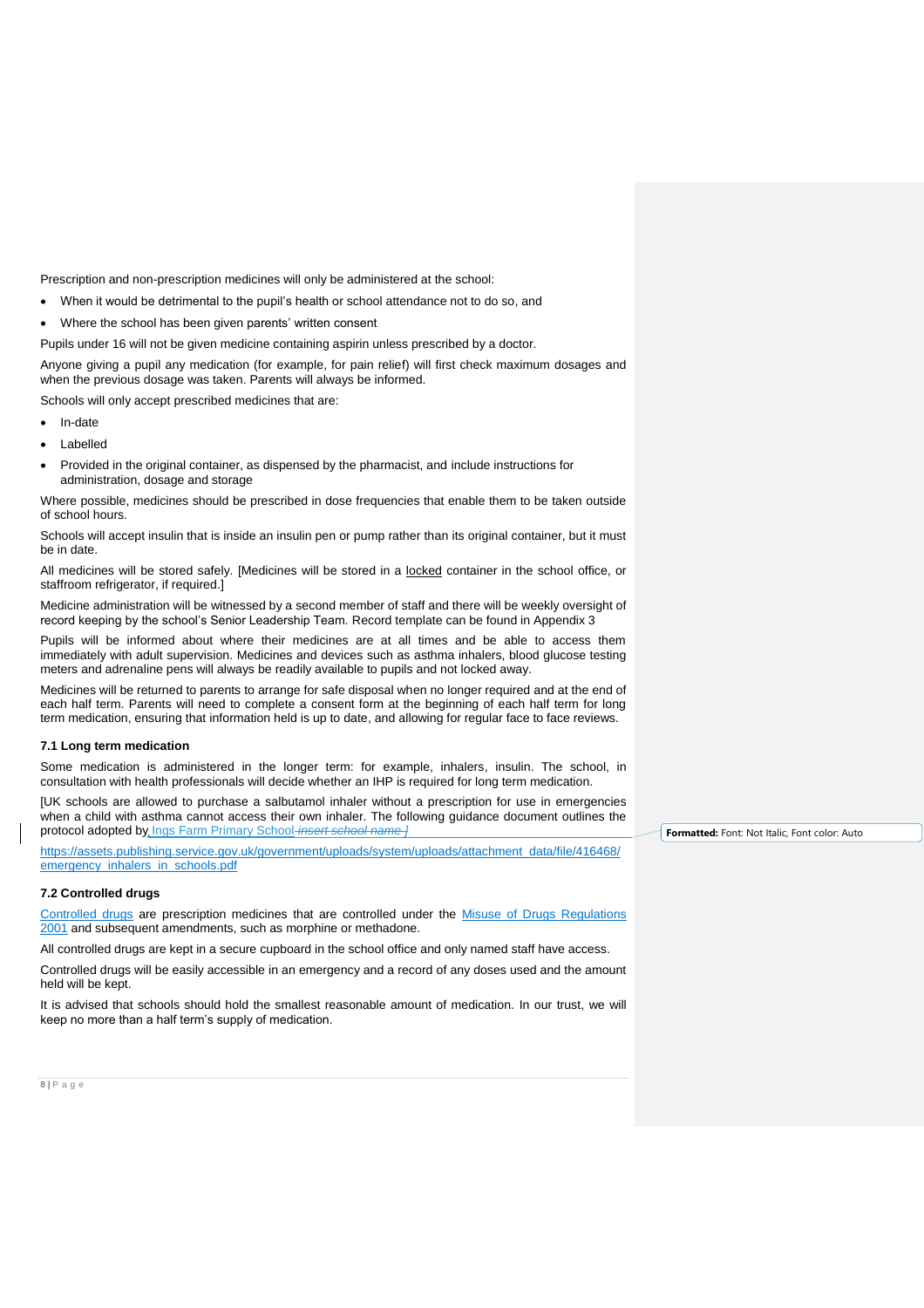Prescription and non-prescription medicines will only be administered at the school:

- When it would be detrimental to the pupil's health or school attendance not to do so, and
- Where the school has been given parents' written consent

Pupils under 16 will not be given medicine containing aspirin unless prescribed by a doctor.

Anyone giving a pupil any medication (for example, for pain relief) will first check maximum dosages and when the previous dosage was taken. Parents will always be informed.

Schools will only accept prescribed medicines that are:

- In-date
- Labelled
- Provided in the original container, as dispensed by the pharmacist, and include instructions for administration, dosage and storage

Where possible, medicines should be prescribed in dose frequencies that enable them to be taken outside of school hours.

Schools will accept insulin that is inside an insulin pen or pump rather than its original container, but it must be in date.

All medicines will be stored safely. [Medicines will be stored in a locked container in the school office, or staffroom refrigerator, if required.]

Medicine administration will be witnessed by a second member of staff and there will be weekly oversight of record keeping by the school's Senior Leadership Team. Record template can be found in Appendix 3

Pupils will be informed about where their medicines are at all times and be able to access them immediately with adult supervision. Medicines and devices such as asthma inhalers, blood glucose testing meters and adrenaline pens will always be readily available to pupils and not locked away.

Medicines will be returned to parents to arrange for safe disposal when no longer required and at the end of each half term. Parents will need to complete a consent form at the beginning of each half term for long term medication, ensuring that information held is up to date, and allowing for regular face to face reviews.

### 7.1 Long term medication

Some medication is administered in the longer term: for example, inhalers, insulin. The school, in consultation with health professionals will decide whether an IHP is required for long term medication.

[UK schools are allowed to purchase a salbutamol inhaler without a prescription for use in emergencies when a child with asthma cannot access their own inhaler. The following guidance document outlines the protocol adopted by Ings Farm Primary School ~~insert school name ]~~

https://assets.publishing.service.gov.uk/government/uploads/system/uploads/attachment_data/file/416468/emergency_inhalers_in_schools.pdf

### 7.2 Controlled drugs

Controlled drugs are prescription medicines that are controlled under the Misuse of Drugs Regulations 2001 and subsequent amendments, such as morphine or methadone.

All controlled drugs are kept in a secure cupboard in the school office and only named staff have access.

Controlled drugs will be easily accessible in an emergency and a record of any doses used and the amount held will be kept.

It is advised that schools should hold the smallest reasonable amount of medication. In our trust, we will keep no more than a half term's supply of medication.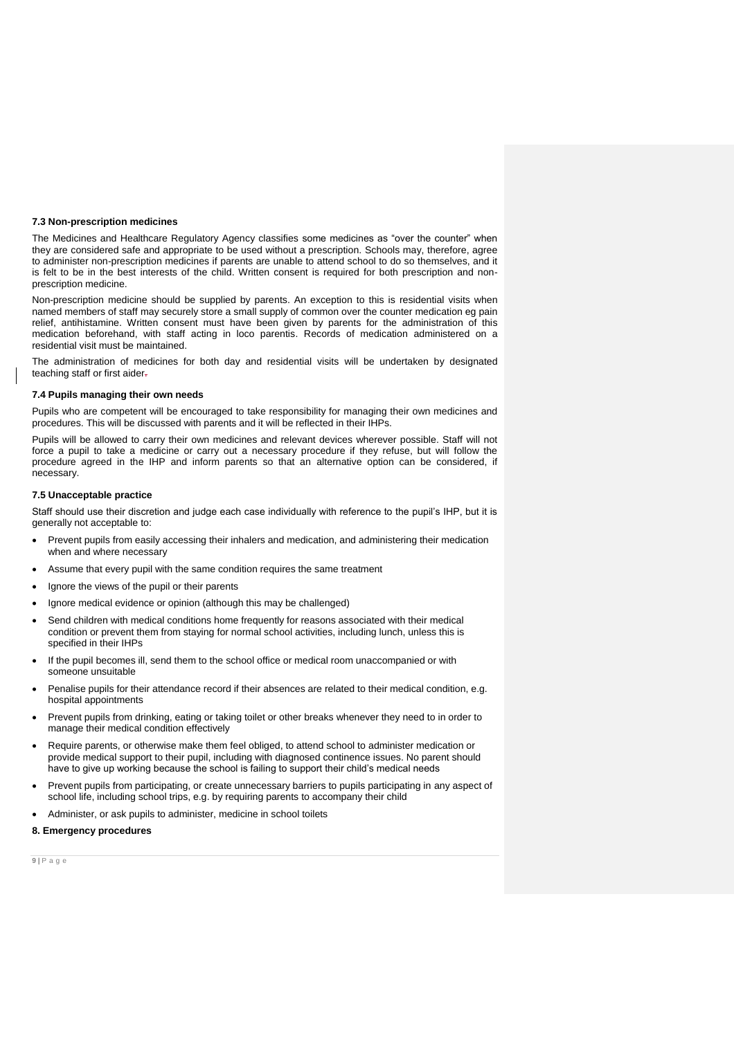### 7.3 Non-prescription medicines

The Medicines and Healthcare Regulatory Agency classifies some medicines as "over the counter" when they are considered safe and appropriate to be used without a prescription. Schools may, therefore, agree to administer non-prescription medicines if parents are unable to attend school to do so themselves, and it is felt to be in the best interests of the child. Written consent is required for both prescription and non-prescription medicine.

Non-prescription medicine should be supplied by parents. An exception to this is residential visits when named members of staff may securely store a small supply of common over the counter medication eg pain relief, antihistamine. Written consent must have been given by parents for the administration of this medication beforehand, with staff acting in loco parentis. Records of medication administered on a residential visit must be maintained.

The administration of medicines for both day and residential visits will be undertaken by designated teaching staff or first aider.

### 7.4 Pupils managing their own needs

Pupils who are competent will be encouraged to take responsibility for managing their own medicines and procedures. This will be discussed with parents and it will be reflected in their IHPs.

Pupils will be allowed to carry their own medicines and relevant devices wherever possible. Staff will not force a pupil to take a medicine or carry out a necessary procedure if they refuse, but will follow the procedure agreed in the IHP and inform parents so that an alternative option can be considered, if necessary.

### 7.5 Unacceptable practice

Staff should use their discretion and judge each case individually with reference to the pupil's IHP, but it is generally not acceptable to:

- Prevent pupils from easily accessing their inhalers and medication, and administering their medication when and where necessary
- Assume that every pupil with the same condition requires the same treatment
- Ignore the views of the pupil or their parents
- Ignore medical evidence or opinion (although this may be challenged)
- Send children with medical conditions home frequently for reasons associated with their medical condition or prevent them from staying for normal school activities, including lunch, unless this is specified in their IHPs
- If the pupil becomes ill, send them to the school office or medical room unaccompanied or with someone unsuitable
- Penalise pupils for their attendance record if their absences are related to their medical condition, e.g. hospital appointments
- Prevent pupils from drinking, eating or taking toilet or other breaks whenever they need to in order to manage their medical condition effectively
- Require parents, or otherwise make them feel obliged, to attend school to administer medication or provide medical support to their pupil, including with diagnosed continence issues. No parent should have to give up working because the school is failing to support their child's medical needs
- Prevent pupils from participating, or create unnecessary barriers to pupils participating in any aspect of school life, including school trips, e.g. by requiring parents to accompany their child
- Administer, or ask pupils to administer, medicine in school toilets

## 8. Emergency procedures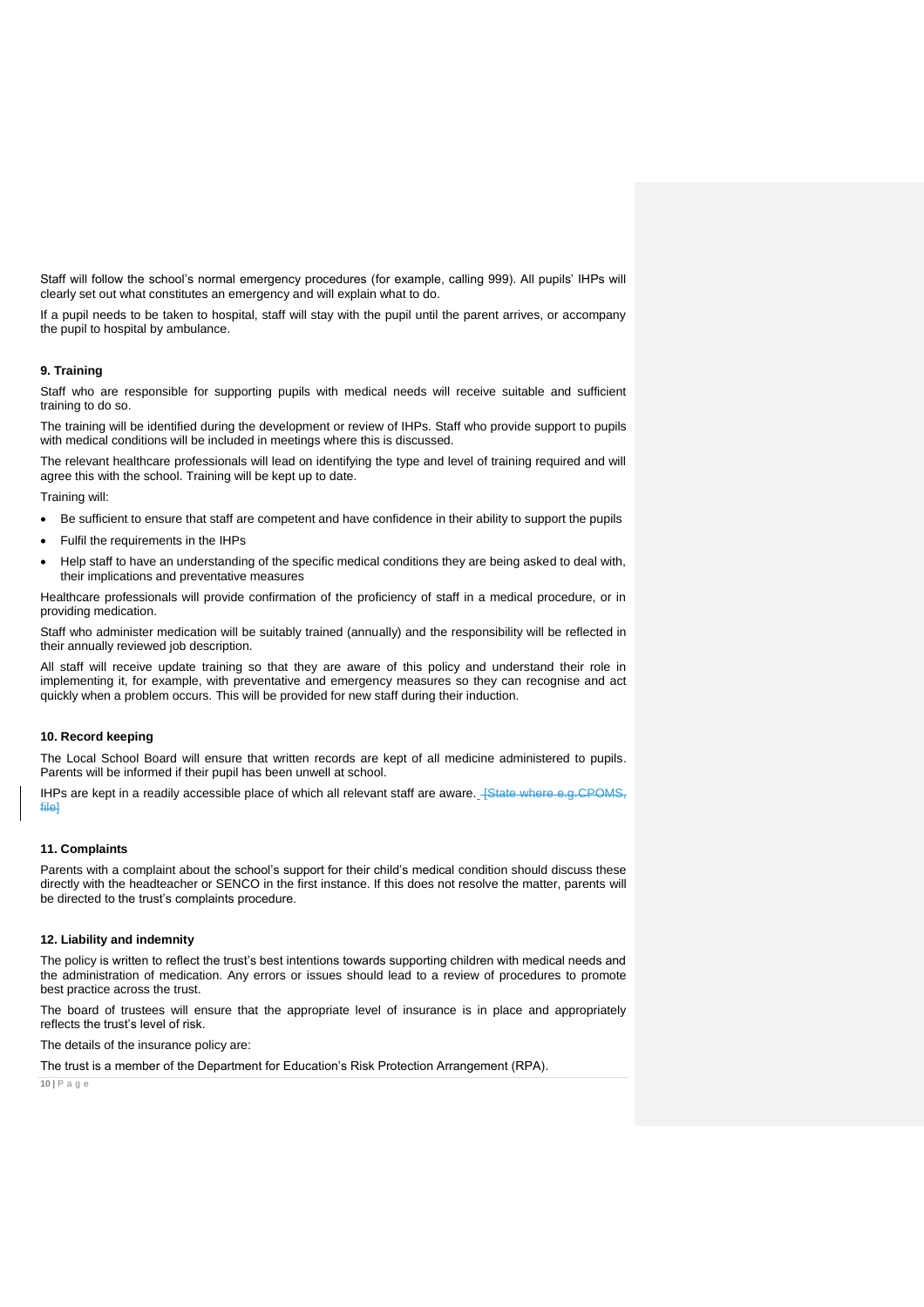Staff will follow the school's normal emergency procedures (for example, calling 999). All pupils' IHPs will clearly set out what constitutes an emergency and will explain what to do.

If a pupil needs to be taken to hospital, staff will stay with the pupil until the parent arrives, or accompany the pupil to hospital by ambulance.

### 9. Training

Staff who are responsible for supporting pupils with medical needs will receive suitable and sufficient training to do so.

The training will be identified during the development or review of IHPs. Staff who provide support to pupils with medical conditions will be included in meetings where this is discussed.

The relevant healthcare professionals will lead on identifying the type and level of training required and will agree this with the school. Training will be kept up to date.

Training will:

- Be sufficient to ensure that staff are competent and have confidence in their ability to support the pupils
- Fulfil the requirements in the IHPs
- Help staff to have an understanding of the specific medical conditions they are being asked to deal with, their implications and preventative measures

Healthcare professionals will provide confirmation of the proficiency of staff in a medical procedure, or in providing medication.

Staff who administer medication will be suitably trained (annually) and the responsibility will be reflected in their annually reviewed job description.

All staff will receive update training so that they are aware of this policy and understand their role in implementing it, for example, with preventative and emergency measures so they can recognise and act quickly when a problem occurs. This will be provided for new staff during their induction.

### 10. Record keeping

The Local School Board will ensure that written records are kept of all medicine administered to pupils. Parents will be informed if their pupil has been unwell at school.

IHPs are kept in a readily accessible place of which all relevant staff are aware. ~~[State where e.g.CPOMS, file]~~

### 11. Complaints

Parents with a complaint about the school's support for their child's medical condition should discuss these directly with the headteacher or SENCO in the first instance. If this does not resolve the matter, parents will be directed to the trust's complaints procedure.

### 12. Liability and indemnity

The policy is written to reflect the trust's best intentions towards supporting children with medical needs and the administration of medication. Any errors or issues should lead to a review of procedures to promote best practice across the trust.

The board of trustees will ensure that the appropriate level of insurance is in place and appropriately reflects the trust's level of risk.

The details of the insurance policy are:

The trust is a member of the Department for Education's Risk Protection Arrangement (RPA).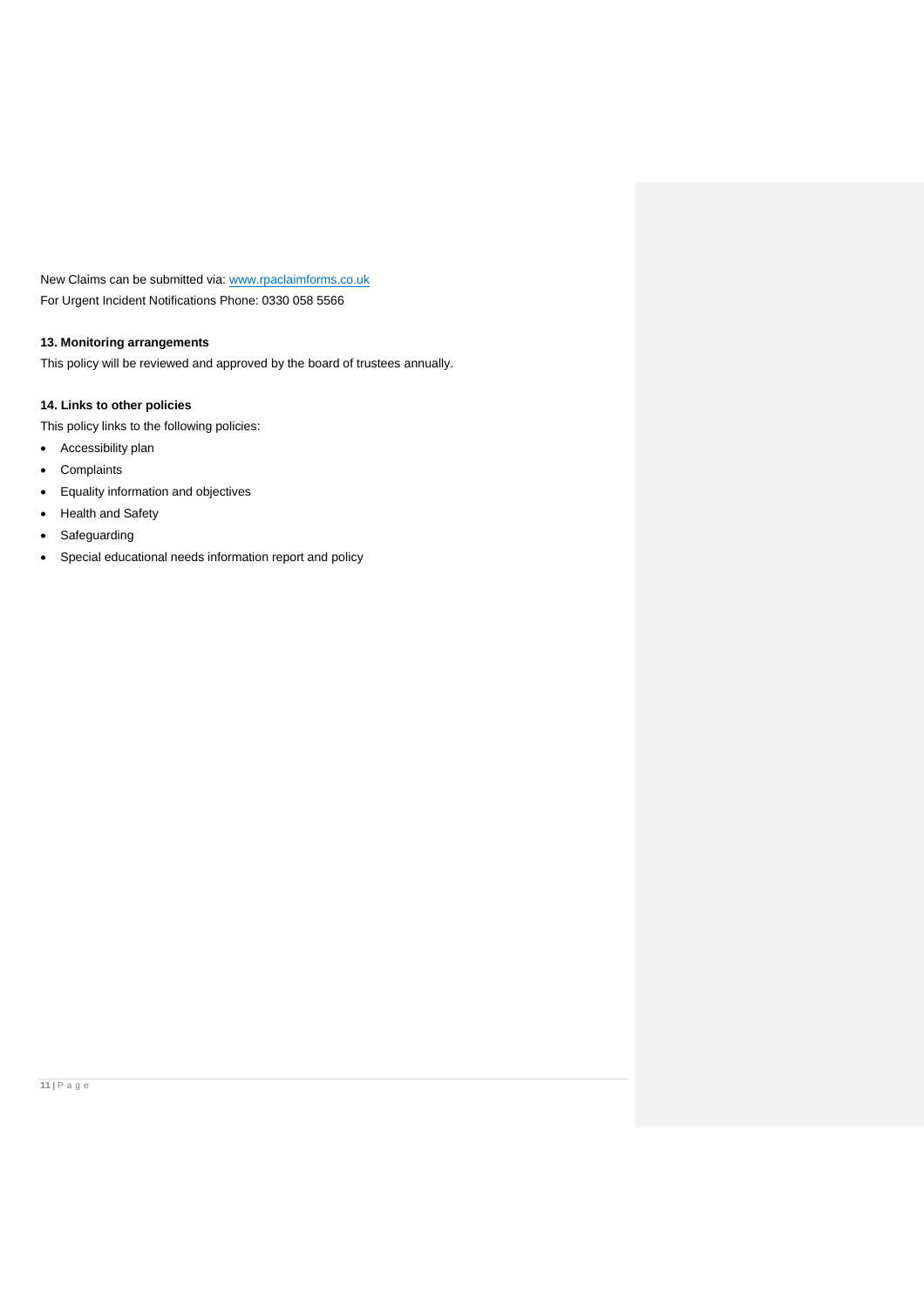New Claims can be submitted via: [www.rpaclaimforms.co.uk](http://www.rpaclaimforms.co.uk)
For Urgent Incident Notifications Phone: 0330 058 5566

**13. Monitoring arrangements**

This policy will be reviewed and approved by the board of trustees annually.

**14. Links to other policies**

This policy links to the following policies:

- Accessibility plan
- Complaints
- Equality information and objectives
- Health and Safety
- Safeguarding
- Special educational needs information report and policy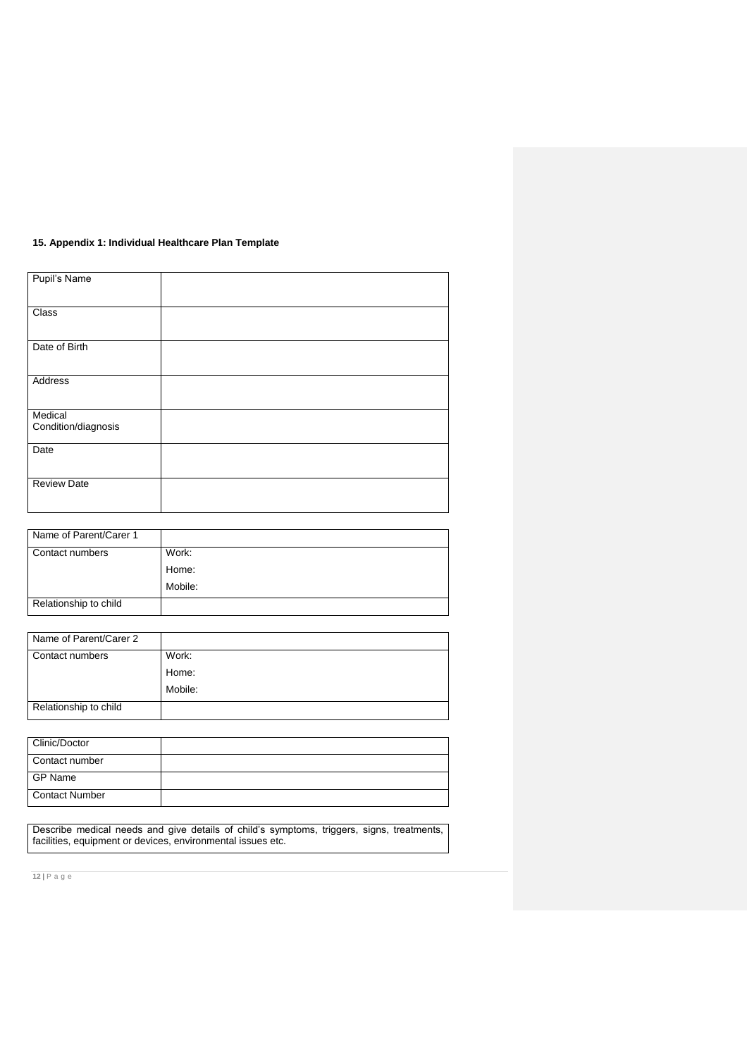### 15. Appendix 1: Individual Healthcare Plan Template

| Pupil's Name | |
|---|---|
| Class | |
| Date of Birth | |
| Address | |
| Medical Condition/diagnosis | |
| Date | |
| Review Date | |

| Name of Parent/Carer 1 | |
|---|---|
| Contact numbers | Work:<br>Home:<br>Mobile: |
| Relationship to child | |

| Name of Parent/Carer 2 | |
|---|---|
| Contact numbers | Work:<br>Home:<br>Mobile: |
| Relationship to child | |

| Clinic/Doctor | |
|---|---|
| Contact number | |
| GP Name | |
| Contact Number | |

| Describe medical needs and give details of child's symptoms, triggers, signs, treatments, facilities, equipment or devices, environmental issues etc. |
|---|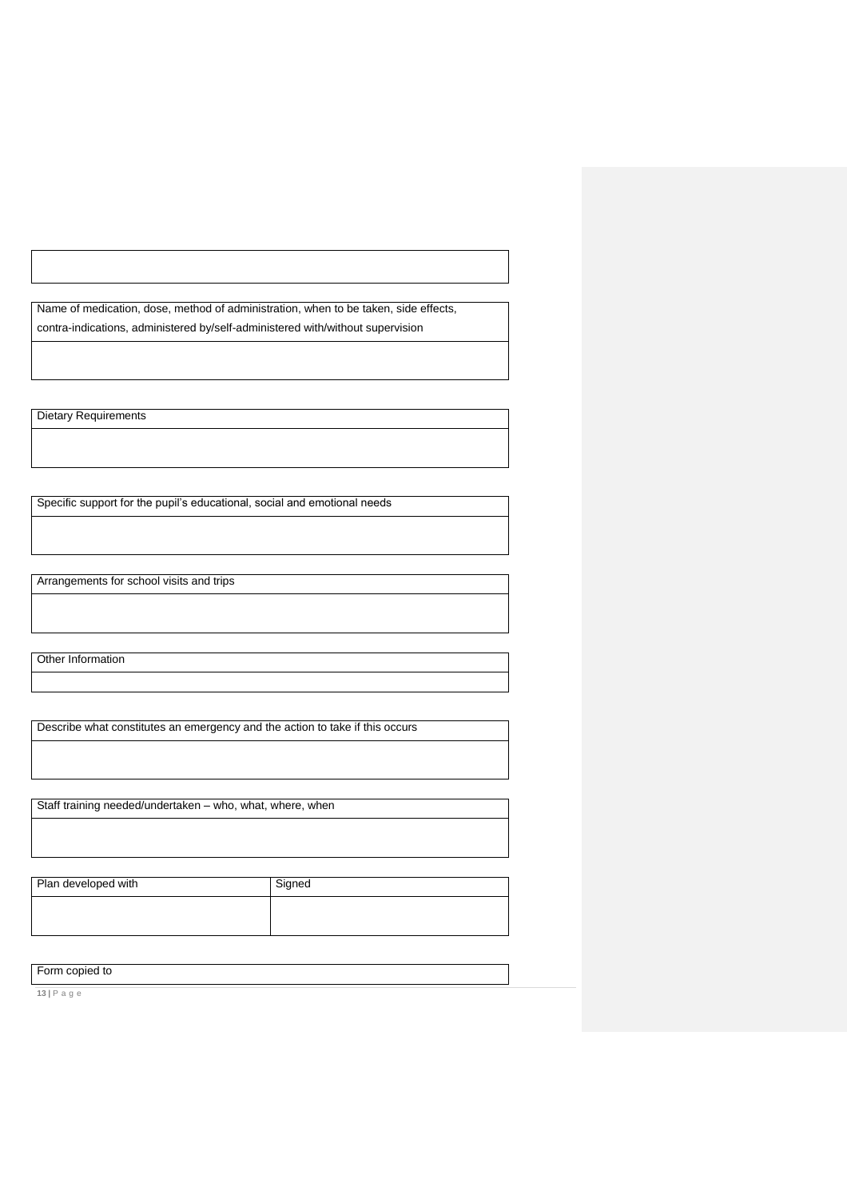| |
|---|
| |

| Name of medication, dose, method of administration, when to be taken, side effects, contra-indications, administered by/self-administered with/without supervision |
|---|
| |

| Dietary Requirements |
|---|
| |

| Specific support for the pupil's educational, social and emotional needs |
|---|
| |

| Arrangements for school visits and trips |
|---|
| |

| Other Information |
|---|
| |

| Describe what constitutes an emergency and the action to take if this occurs |
|---|
| |

| Staff training needed/undertaken – who, what, where, when |
|---|
| |

| Plan developed with | Signed |
|---|---|
| | |

| Form copied to |
|---|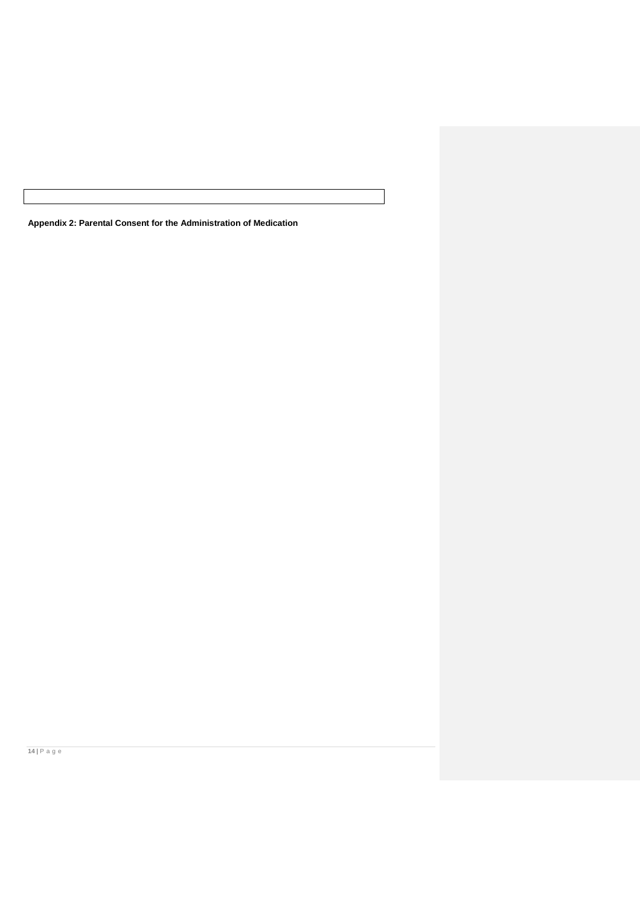**Appendix 2: Parental Consent for the Administration of Medication**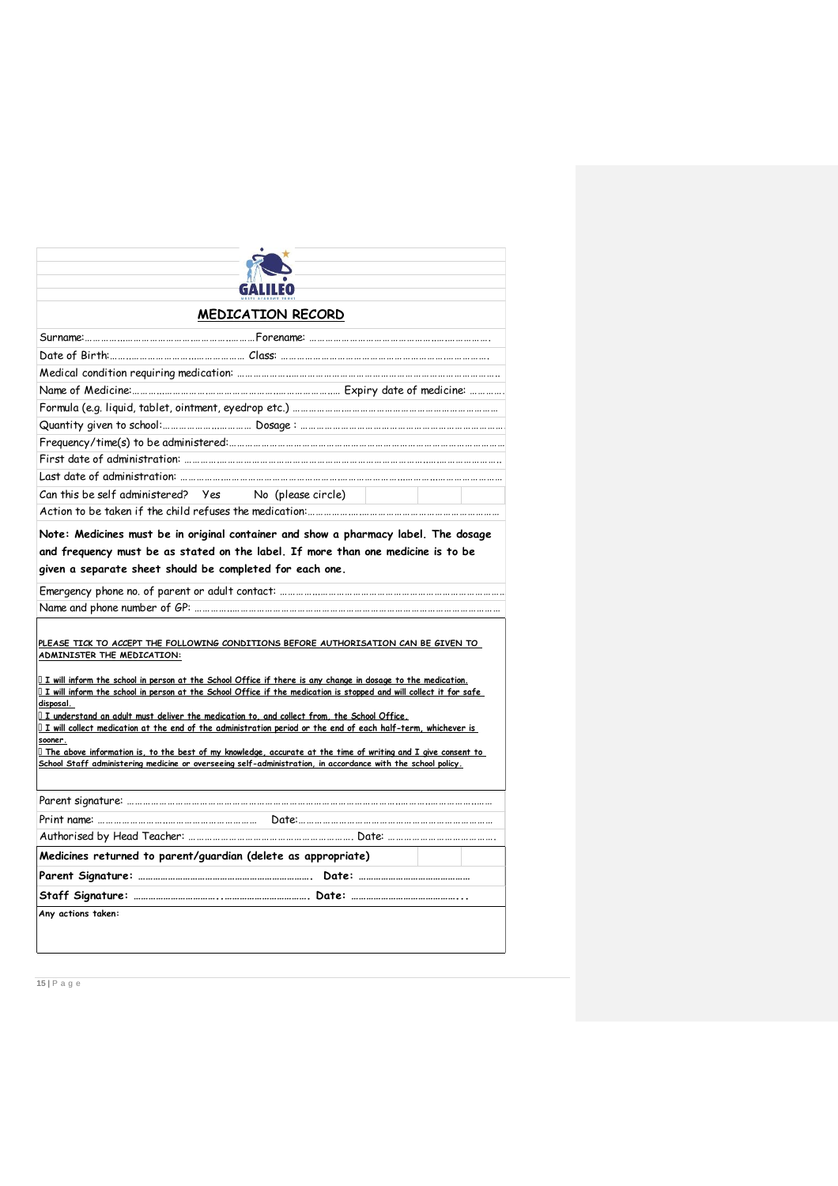GALILEO

## MEDICATION RECORD

Surname:………………………………………………Forename: ………………………………………………….

Date of Birth:…………………………………… Class: …………………………………………………….

Medical condition requiring medication: ……………………………………………………………………

Name of Medicine:……………………………………………………… Expiry date of medicine: …………

Formula (e.g. liquid, tablet, ointment, eyedrop etc.) ………………………………………………………

Quantity given to school:…………………… Dosage : ……………………………………………………

Frequency/time(s) to be administered:………………………………………………………………………

First date of administration: …………………………………………………………………………………..

Last date of administration: ……………………………………………………………………………………

Can this be self administered? Yes No (please circle)

Action to be taken if the child refuses the medication:……………………………………………………

**Note: Medicines must be in original container and show a pharmacy label. The dosage and frequency must be as stated on the label. If more than one medicine is to be given a separate sheet should be completed for each one.**

Emergency phone no. of parent or adult contact: ……………………………………………………………

Name and phone number of GP: ………………………………………………………………………………

PLEASE TICK TO ACCEPT THE FOLLOWING CONDITIONS BEFORE AUTHORISATION CAN BE GIVEN TO ADMINISTER THE MEDICATION:

- I will inform the school in person at the School Office if there is any change in dosage to the medication.
- I will inform the school in person at the School Office if the medication is stopped and will collect it for safe disposal.
- I understand an adult must deliver the medication to, and collect from, the School Office.
- I will collect medication at the end of the administration period or the end of each half-term, whichever is sooner.
- The above information is, to the best of my knowledge, accurate at the time of writing and I give consent to School Staff administering medicine or overseeing self-administration, in accordance with the school policy.

Parent signature: ……………………………………………………………………………………………………

Print name: …………………………………………… Date:…………………………………………………

Authorised by Head Teacher: ……………………………………………. Date: ……………………………….

**Medicines returned to parent/guardian (delete as appropriate)**

**Parent Signature:** ……………………………………………. **Date:** ……………………………………

**Staff Signature:** ……………………………………………. **Date:** ……………………………………...

**Any actions taken:**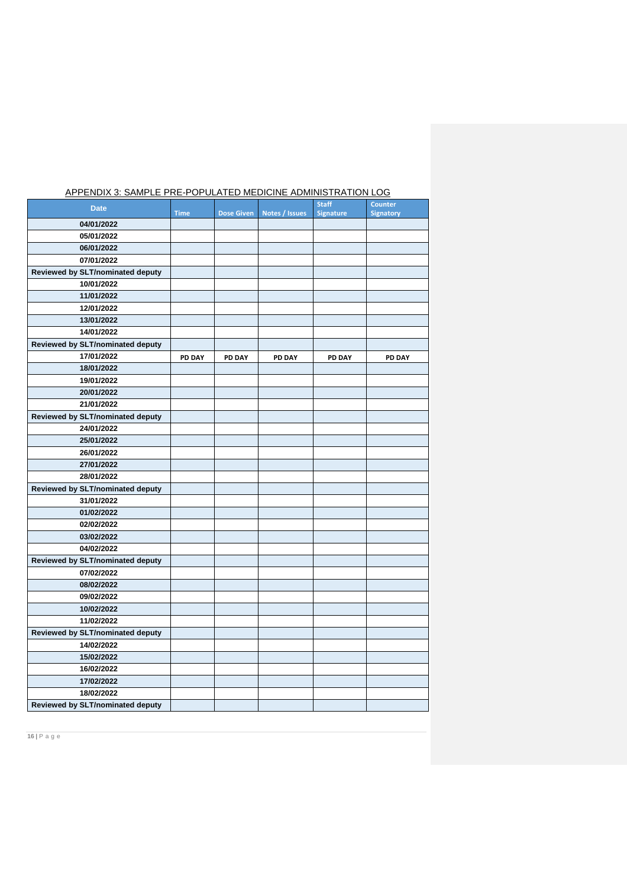## APPENDIX 3: SAMPLE PRE-POPULATED MEDICINE ADMINISTRATION LOG

| Date | Time | Dose Given | Notes / Issues | Staff Signature | Counter Signatory |
|---|---|---|---|---|---|
| 04/01/2022 | | | | | |
| 05/01/2022 | | | | | |
| 06/01/2022 | | | | | |
| 07/01/2022 | | | | | |
| Reviewed by SLT/nominated deputy | | | | | |
| 10/01/2022 | | | | | |
| 11/01/2022 | | | | | |
| 12/01/2022 | | | | | |
| 13/01/2022 | | | | | |
| 14/01/2022 | | | | | |
| Reviewed by SLT/nominated deputy | | | | | |
| 17/01/2022 | PD DAY | PD DAY | PD DAY | PD DAY | PD DAY |
| 18/01/2022 | | | | | |
| 19/01/2022 | | | | | |
| 20/01/2022 | | | | | |
| 21/01/2022 | | | | | |
| Reviewed by SLT/nominated deputy | | | | | |
| 24/01/2022 | | | | | |
| 25/01/2022 | | | | | |
| 26/01/2022 | | | | | |
| 27/01/2022 | | | | | |
| 28/01/2022 | | | | | |
| Reviewed by SLT/nominated deputy | | | | | |
| 31/01/2022 | | | | | |
| 01/02/2022 | | | | | |
| 02/02/2022 | | | | | |
| 03/02/2022 | | | | | |
| 04/02/2022 | | | | | |
| Reviewed by SLT/nominated deputy | | | | | |
| 07/02/2022 | | | | | |
| 08/02/2022 | | | | | |
| 09/02/2022 | | | | | |
| 10/02/2022 | | | | | |
| 11/02/2022 | | | | | |
| Reviewed by SLT/nominated deputy | | | | | |
| 14/02/2022 | | | | | |
| 15/02/2022 | | | | | |
| 16/02/2022 | | | | | |
| 17/02/2022 | | | | | |
| 18/02/2022 | | | | | |
| Reviewed by SLT/nominated deputy | | | | | |